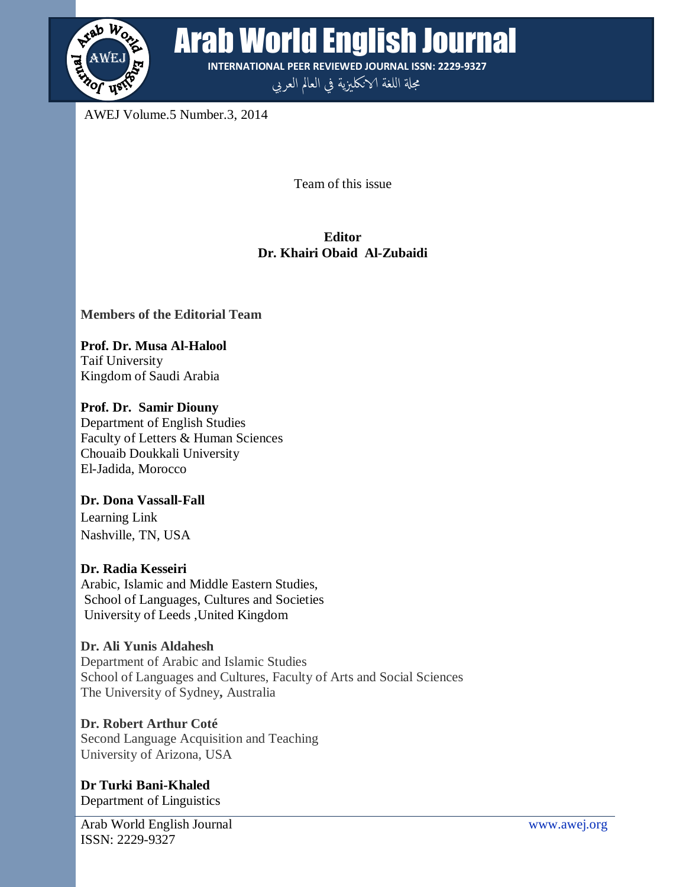Team of this issue

**Editor**
**Dr. Khairi Obaid Al-Zubaidi**

**Members of the Editorial Team**

**Prof. Dr. Musa Al-Halool**
Taif University
Kingdom of Saudi Arabia

**Prof. Dr. Samir Diouny**
Department of English Studies
Faculty of Letters & Human Sciences
Chouaib Doukkali University
El-Jadida, Morocco

**Dr. Dona Vassall-Fall**
Learning Link
Nashville, TN, USA

**Dr. Radia Kesseiri**
Arabic, Islamic and Middle Eastern Studies,
School of Languages, Cultures and Societies
University of Leeds ,United Kingdom

**Dr. Ali Yunis Aldahesh**
Department of Arabic and Islamic Studies
School of Languages and Cultures, Faculty of Arts and Social Sciences
The University of Sydney**,** Australia

**Dr. Robert Arthur Coté**
Second Language Acquisition and Teaching
University of Arizona, USA

**Dr Turki Bani-Khaled**
Department of Linguistics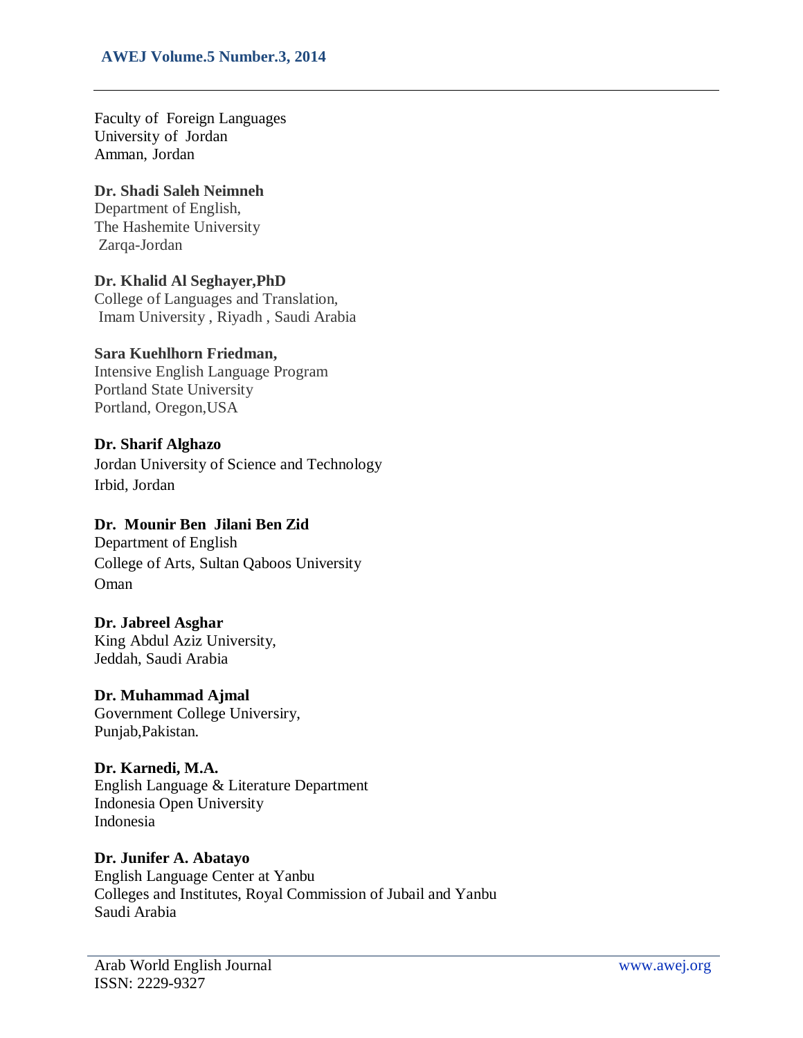Faculty of Foreign Languages
University of Jordan
Amman, Jordan

**Dr. Shadi Saleh Neimneh**
Department of English,
The Hashemite University
Zarqa-Jordan

**Dr. Khalid Al Seghayer,PhD**
College of Languages and Translation,
Imam University , Riyadh , Saudi Arabia

**Sara Kuehlhorn Friedman,**
Intensive English Language Program
Portland State University
Portland, Oregon,USA

**Dr. Sharif Alghazo**
Jordan University of Science and Technology
Irbid, Jordan

**Dr. Mounir Ben Jilani Ben Zid**
Department of English
College of Arts, Sultan Qaboos University
Oman

**Dr. Jabreel Asghar**
King Abdul Aziz University,
Jeddah, Saudi Arabia

**Dr. Muhammad Ajmal**
Government College Universiry,
Punjab,Pakistan.

**Dr. Karnedi, M.A.**
English Language & Literature Department
Indonesia Open University
Indonesia

**Dr. Junifer A. Abatayo**
English Language Center at Yanbu
Colleges and Institutes, Royal Commission of Jubail and Yanbu
Saudi Arabia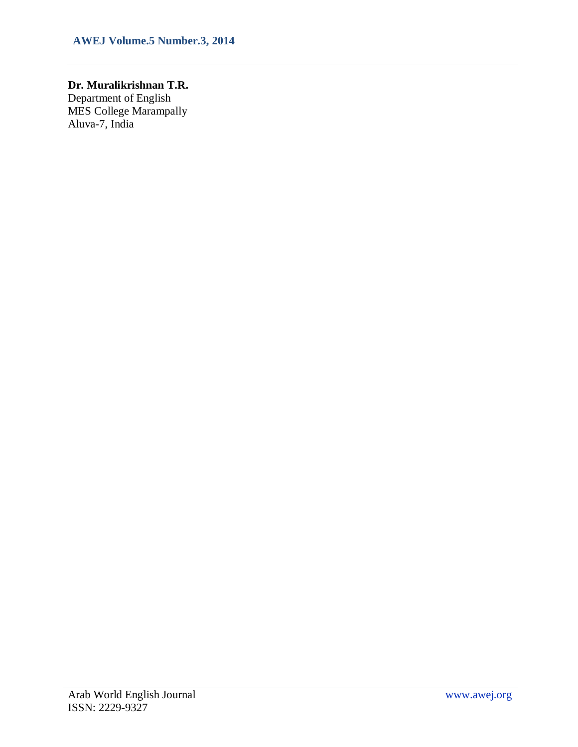**Dr. Muralikrishnan T.R.**
Department of English
MES College Marampally
Aluva-7, India